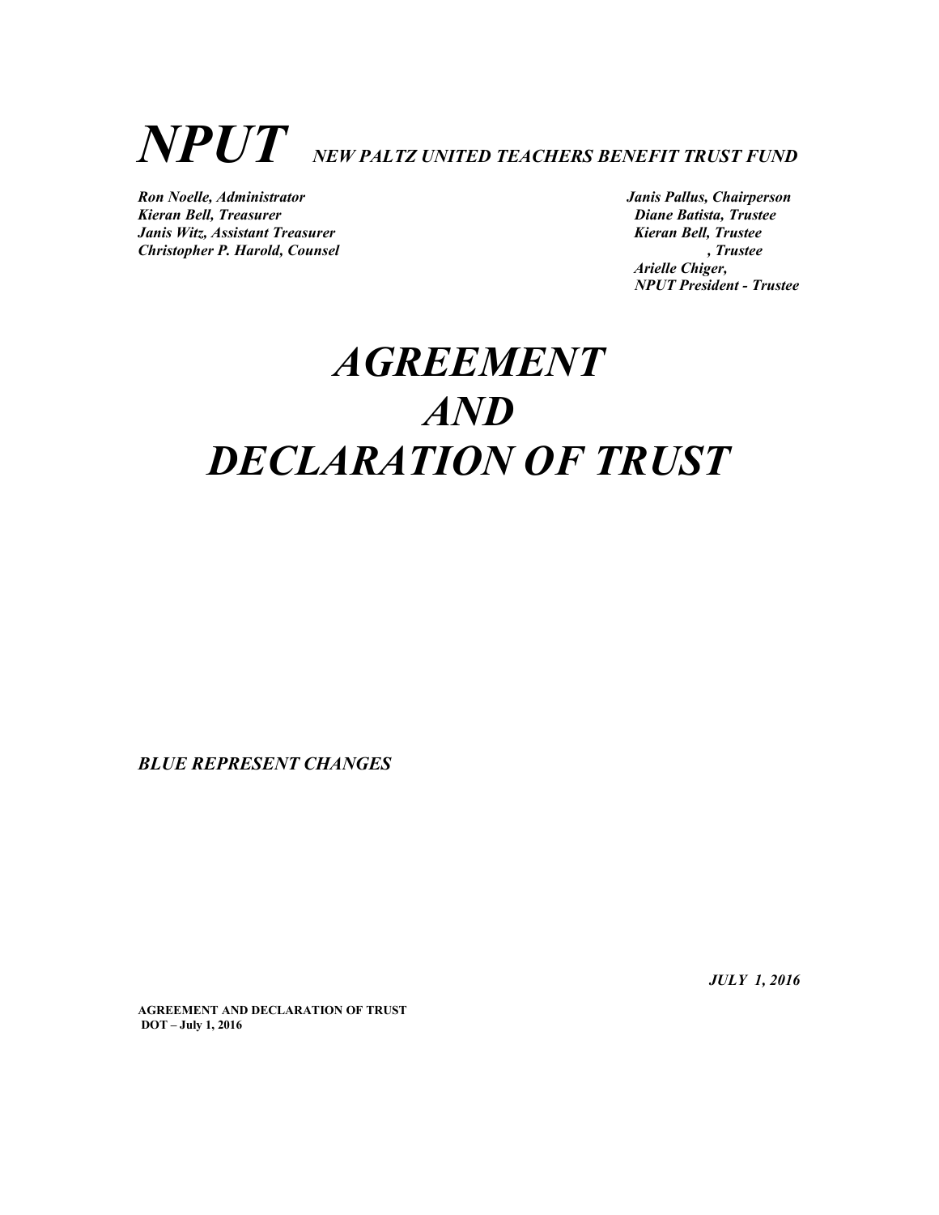# *NPUT* *NEW PALTZ UNITED TEACHERS BENEFIT TRUST FUND*

***Ron Noelle, Administrator***
***Kieran Bell, Treasurer***
***Janis Witz, Assistant Treasurer***
***Christopher P. Harold, Counsel***

***Janis Pallus, Chairperson***
***Diane Batista, Trustee***
***Kieran Bell, Trustee***
***, Trustee***
***Arielle Chiger,***
***NPUT President - Trustee***

# *AGREEMENT AND DECLARATION OF TRUST*

***BLUE REPRESENT CHANGES***

***JULY 1, 2016***

**AGREEMENT AND DECLARATION OF TRUST**
**DOT – July 1, 2016**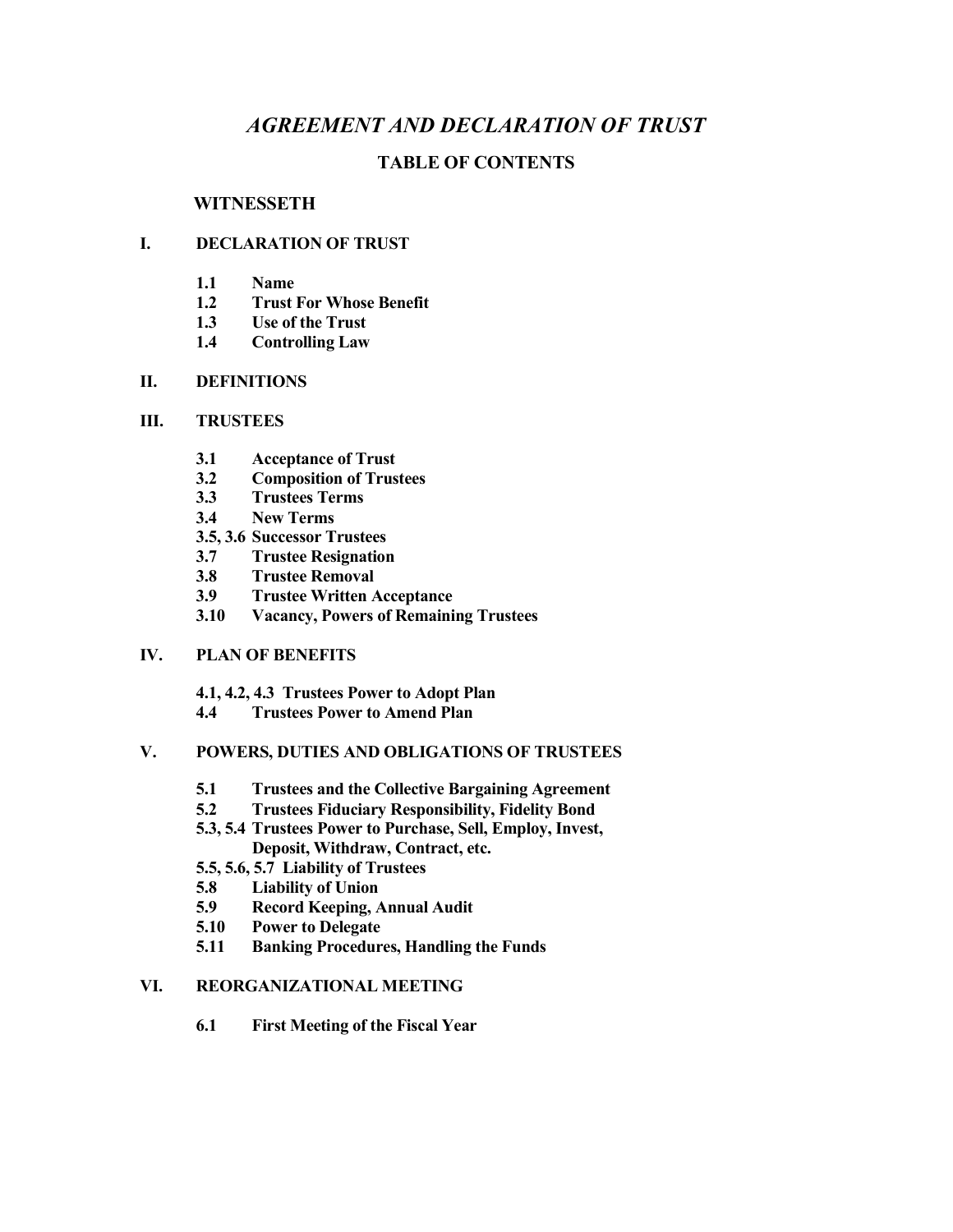# *AGREEMENT AND DECLARATION OF TRUST*

## TABLE OF CONTENTS

**WITNESSETH**

**I. DECLARATION OF TRUST**

- **1.1 Name**
- **1.2 Trust For Whose Benefit**
- **1.3 Use of the Trust**
- **1.4 Controlling Law**

**II. DEFINITIONS**

**III. TRUSTEES**

- **3.1 Acceptance of Trust**
- **3.2 Composition of Trustees**
- **3.3 Trustees Terms**
- **3.4 New Terms**
- **3.5, 3.6 Successor Trustees**
- **3.7 Trustee Resignation**
- **3.8 Trustee Removal**
- **3.9 Trustee Written Acceptance**
- **3.10 Vacancy, Powers of Remaining Trustees**

**IV. PLAN OF BENEFITS**

- **4.1, 4.2, 4.3 Trustees Power to Adopt Plan**
- **4.4 Trustees Power to Amend Plan**

**V. POWERS, DUTIES AND OBLIGATIONS OF TRUSTEES**

- **5.1 Trustees and the Collective Bargaining Agreement**
- **5.2 Trustees Fiduciary Responsibility, Fidelity Bond**
- **5.3, 5.4 Trustees Power to Purchase, Sell, Employ, Invest, Deposit, Withdraw, Contract, etc.**
- **5.5, 5.6, 5.7 Liability of Trustees**
- **5.8 Liability of Union**
- **5.9 Record Keeping, Annual Audit**
- **5.10 Power to Delegate**
- **5.11 Banking Procedures, Handling the Funds**

**VI. REORGANIZATIONAL MEETING**

- **6.1 First Meeting of the Fiscal Year**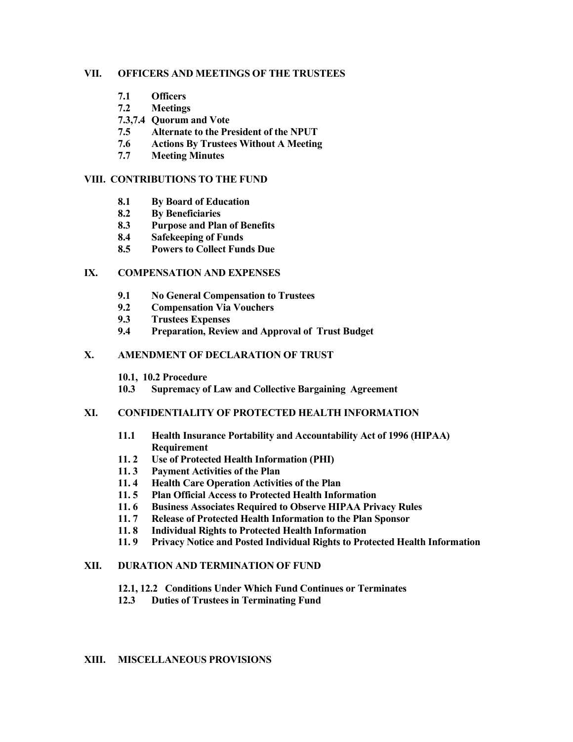**VII. OFFICERS AND MEETINGS OF THE TRUSTEES**

- **7.1 Officers**
- **7.2 Meetings**
- **7.3,7.4 Quorum and Vote**
- **7.5 Alternate to the President of the NPUT**
- **7.6 Actions By Trustees Without A Meeting**
- **7.7 Meeting Minutes**

**VIII. CONTRIBUTIONS TO THE FUND**

- **8.1 By Board of Education**
- **8.2 By Beneficiaries**
- **8.3 Purpose and Plan of Benefits**
- **8.4 Safekeeping of Funds**
- **8.5 Powers to Collect Funds Due**

**IX. COMPENSATION AND EXPENSES**

- **9.1 No General Compensation to Trustees**
- **9.2 Compensation Via Vouchers**
- **9.3 Trustees Expenses**
- **9.4 Preparation, Review and Approval of Trust Budget**

**X. AMENDMENT OF DECLARATION OF TRUST**

- **10.1, 10.2 Procedure**
- **10.3 Supremacy of Law and Collective Bargaining Agreement**

**XI. CONFIDENTIALITY OF PROTECTED HEALTH INFORMATION**

- **11.1 Health Insurance Portability and Accountability Act of 1996 (HIPAA) Requirement**
- **11. 2 Use of Protected Health Information (PHI)**
- **11. 3 Payment Activities of the Plan**
- **11. 4 Health Care Operation Activities of the Plan**
- **11. 5 Plan Official Access to Protected Health Information**
- **11. 6 Business Associates Required to Observe HIPAA Privacy Rules**
- **11. 7 Release of Protected Health Information to the Plan Sponsor**
- **11. 8 Individual Rights to Protected Health Information**
- **11. 9 Privacy Notice and Posted Individual Rights to Protected Health Information**

**XII. DURATION AND TERMINATION OF FUND**

- **12.1, 12.2 Conditions Under Which Fund Continues or Terminates**
- **12.3 Duties of Trustees in Terminating Fund**

**XIII. MISCELLANEOUS PROVISIONS**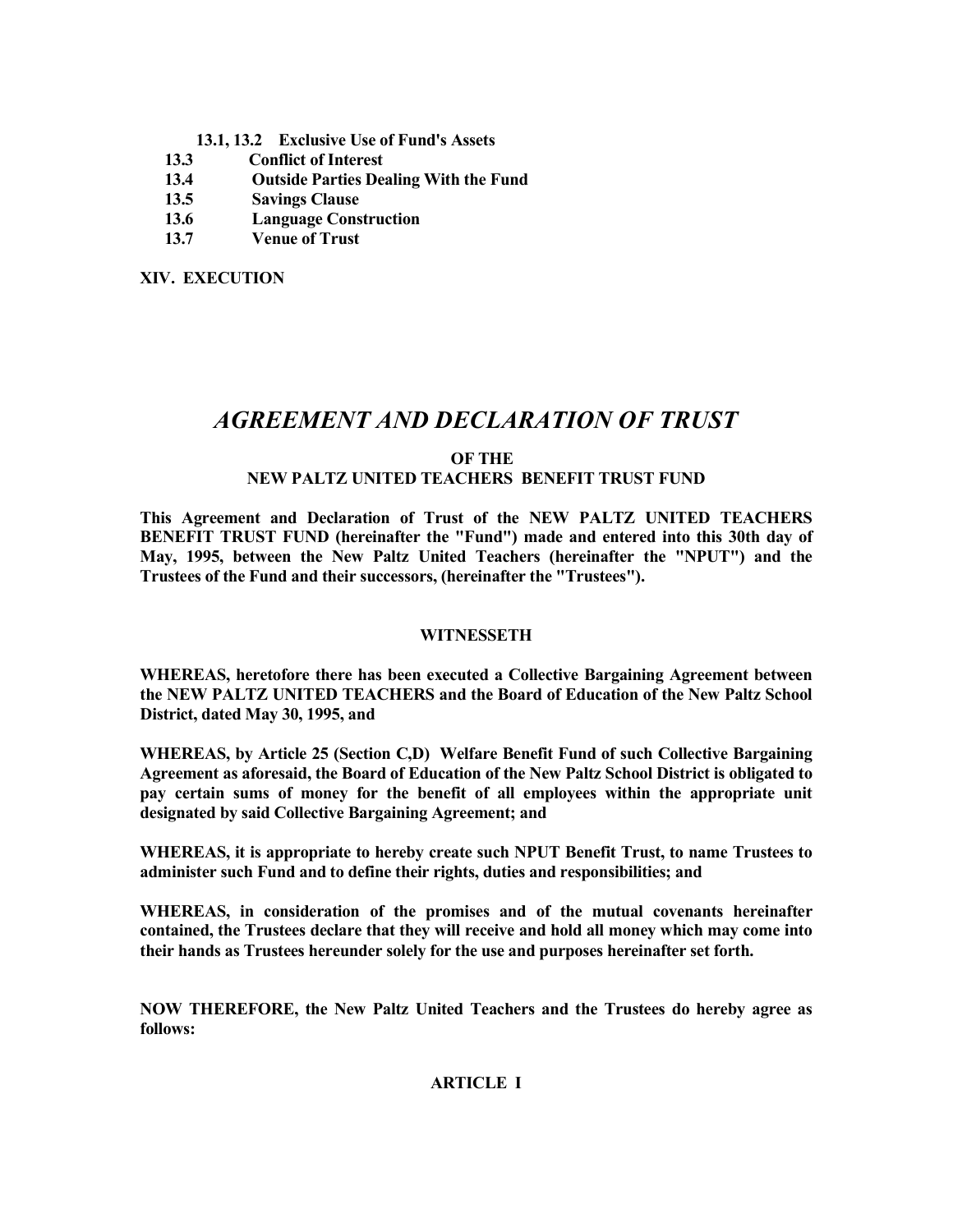**13.1, 13.2 Exclusive Use of Fund's Assets**
**13.3 Conflict of Interest**
**13.4 Outside Parties Dealing With the Fund**
**13.5 Savings Clause**
**13.6 Language Construction**
**13.7 Venue of Trust**

**XIV. EXECUTION**

# *AGREEMENT AND DECLARATION OF TRUST*

## OF THE
## NEW PALTZ UNITED TEACHERS BENEFIT TRUST FUND

**This Agreement and Declaration of Trust of the NEW PALTZ UNITED TEACHERS BENEFIT TRUST FUND (hereinafter the "Fund") made and entered into this 30th day of May, 1995, between the New Paltz United Teachers (hereinafter the "NPUT") and the Trustees of the Fund and their successors, (hereinafter the "Trustees").**

**WITNESSETH**

**WHEREAS, heretofore there has been executed a Collective Bargaining Agreement between the NEW PALTZ UNITED TEACHERS and the Board of Education of the New Paltz School District, dated May 30, 1995, and**

**WHEREAS, by Article 25 (Section C,D) Welfare Benefit Fund of such Collective Bargaining Agreement as aforesaid, the Board of Education of the New Paltz School District is obligated to pay certain sums of money for the benefit of all employees within the appropriate unit designated by said Collective Bargaining Agreement; and**

**WHEREAS, it is appropriate to hereby create such NPUT Benefit Trust, to name Trustees to administer such Fund and to define their rights, duties and responsibilities; and**

**WHEREAS, in consideration of the promises and of the mutual covenants hereinafter contained, the Trustees declare that they will receive and hold all money which may come into their hands as Trustees hereunder solely for the use and purposes hereinafter set forth.**

**NOW THEREFORE, the New Paltz United Teachers and the Trustees do hereby agree as follows:**

**ARTICLE I**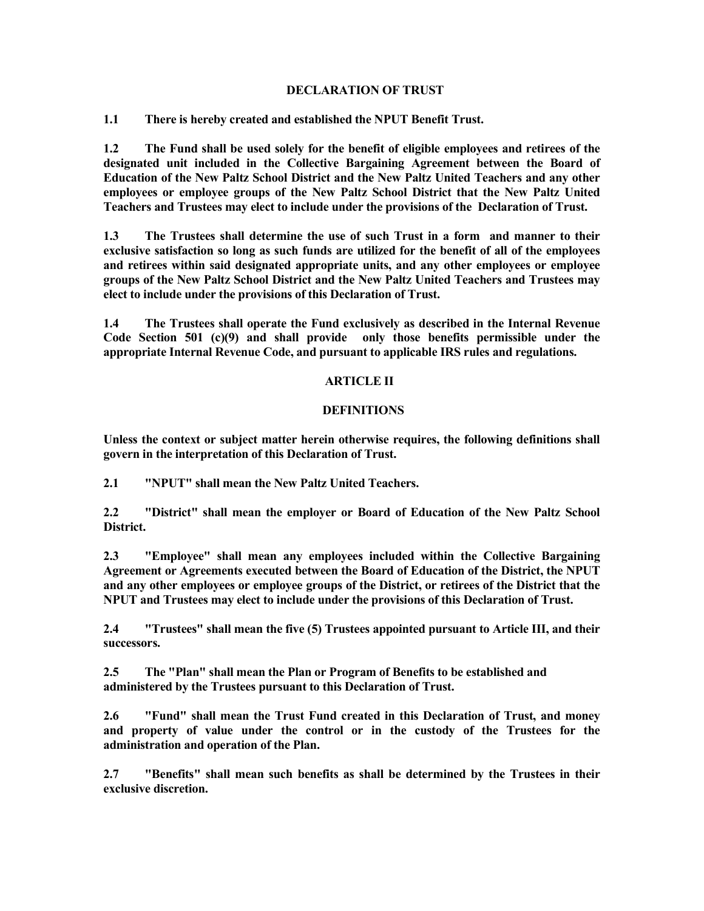## DECLARATION OF TRUST

**1.1 There is hereby created and established the NPUT Benefit Trust.**

**1.2 The Fund shall be used solely for the benefit of eligible employees and retirees of the designated unit included in the Collective Bargaining Agreement between the Board of Education of the New Paltz School District and the New Paltz United Teachers and any other employees or employee groups of the New Paltz School District that the New Paltz United Teachers and Trustees may elect to include under the provisions of the Declaration of Trust.**

**1.3 The Trustees shall determine the use of such Trust in a form and manner to their exclusive satisfaction so long as such funds are utilized for the benefit of all of the employees and retirees within said designated appropriate units, and any other employees or employee groups of the New Paltz School District and the New Paltz United Teachers and Trustees may elect to include under the provisions of this Declaration of Trust.**

**1.4 The Trustees shall operate the Fund exclusively as described in the Internal Revenue Code Section 501 (c)(9) and shall provide only those benefits permissible under the appropriate Internal Revenue Code, and pursuant to applicable IRS rules and regulations.**

## ARTICLE II

## DEFINITIONS

**Unless the context or subject matter herein otherwise requires, the following definitions shall govern in the interpretation of this Declaration of Trust.**

**2.1 "NPUT" shall mean the New Paltz United Teachers.**

**2.2 "District" shall mean the employer or Board of Education of the New Paltz School District.**

**2.3 "Employee" shall mean any employees included within the Collective Bargaining Agreement or Agreements executed between the Board of Education of the District, the NPUT and any other employees or employee groups of the District, or retirees of the District that the NPUT and Trustees may elect to include under the provisions of this Declaration of Trust.**

**2.4 "Trustees" shall mean the five (5) Trustees appointed pursuant to Article III, and their successors.**

**2.5 The "Plan" shall mean the Plan or Program of Benefits to be established and administered by the Trustees pursuant to this Declaration of Trust.**

**2.6 "Fund" shall mean the Trust Fund created in this Declaration of Trust, and money and property of value under the control or in the custody of the Trustees for the administration and operation of the Plan.**

**2.7 "Benefits" shall mean such benefits as shall be determined by the Trustees in their exclusive discretion.**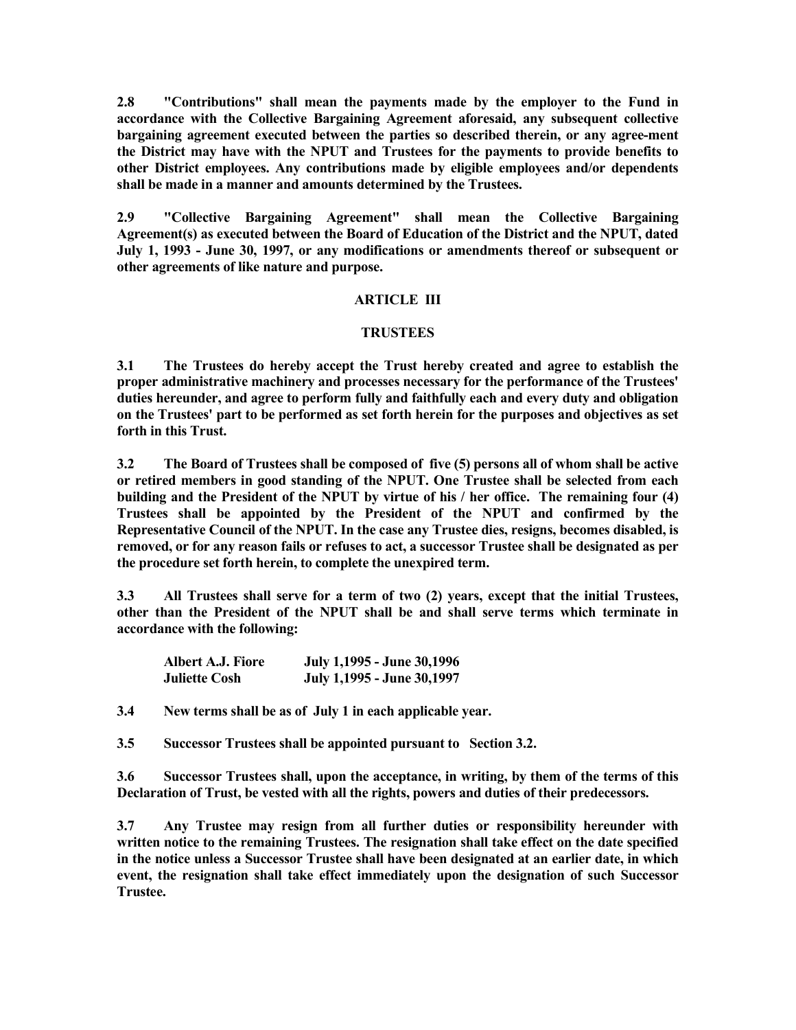**2.8 "Contributions" shall mean the payments made by the employer to the Fund in accordance with the Collective Bargaining Agreement aforesaid, any subsequent collective bargaining agreement executed between the parties so described therein, or any agree-ment the District may have with the NPUT and Trustees for the payments to provide benefits to other District employees. Any contributions made by eligible employees and/or dependents shall be made in a manner and amounts determined by the Trustees.**

**2.9 "Collective Bargaining Agreement" shall mean the Collective Bargaining Agreement(s) as executed between the Board of Education of the District and the NPUT, dated July 1, 1993 - June 30, 1997, or any modifications or amendments thereof or subsequent or other agreements of like nature and purpose.**

## ARTICLE III

## TRUSTEES

**3.1 The Trustees do hereby accept the Trust hereby created and agree to establish the proper administrative machinery and processes necessary for the performance of the Trustees' duties hereunder, and agree to perform fully and faithfully each and every duty and obligation on the Trustees' part to be performed as set forth herein for the purposes and objectives as set forth in this Trust.**

**3.2 The Board of Trustees shall be composed of five (5) persons all of whom shall be active or retired members in good standing of the NPUT. One Trustee shall be selected from each building and the President of the NPUT by virtue of his / her office. The remaining four (4) Trustees shall be appointed by the President of the NPUT and confirmed by the Representative Council of the NPUT. In the case any Trustee dies, resigns, becomes disabled, is removed, or for any reason fails or refuses to act, a successor Trustee shall be designated as per the procedure set forth herein, to complete the unexpired term.**

**3.3 All Trustees shall serve for a term of two (2) years, except that the initial Trustees, other than the President of the NPUT shall be and shall serve terms which terminate in accordance with the following:**

| | |
|---|---|
| **Albert A.J. Fiore** | **July 1,1995 - June 30,1996** |
| **Juliette Cosh** | **July 1,1995 - June 30,1997** |

**3.4 New terms shall be as of July 1 in each applicable year.**

**3.5 Successor Trustees shall be appointed pursuant to Section 3.2.**

**3.6 Successor Trustees shall, upon the acceptance, in writing, by them of the terms of this Declaration of Trust, be vested with all the rights, powers and duties of their predecessors.**

**3.7 Any Trustee may resign from all further duties or responsibility hereunder with written notice to the remaining Trustees. The resignation shall take effect on the date specified in the notice unless a Successor Trustee shall have been designated at an earlier date, in which event, the resignation shall take effect immediately upon the designation of such Successor Trustee.**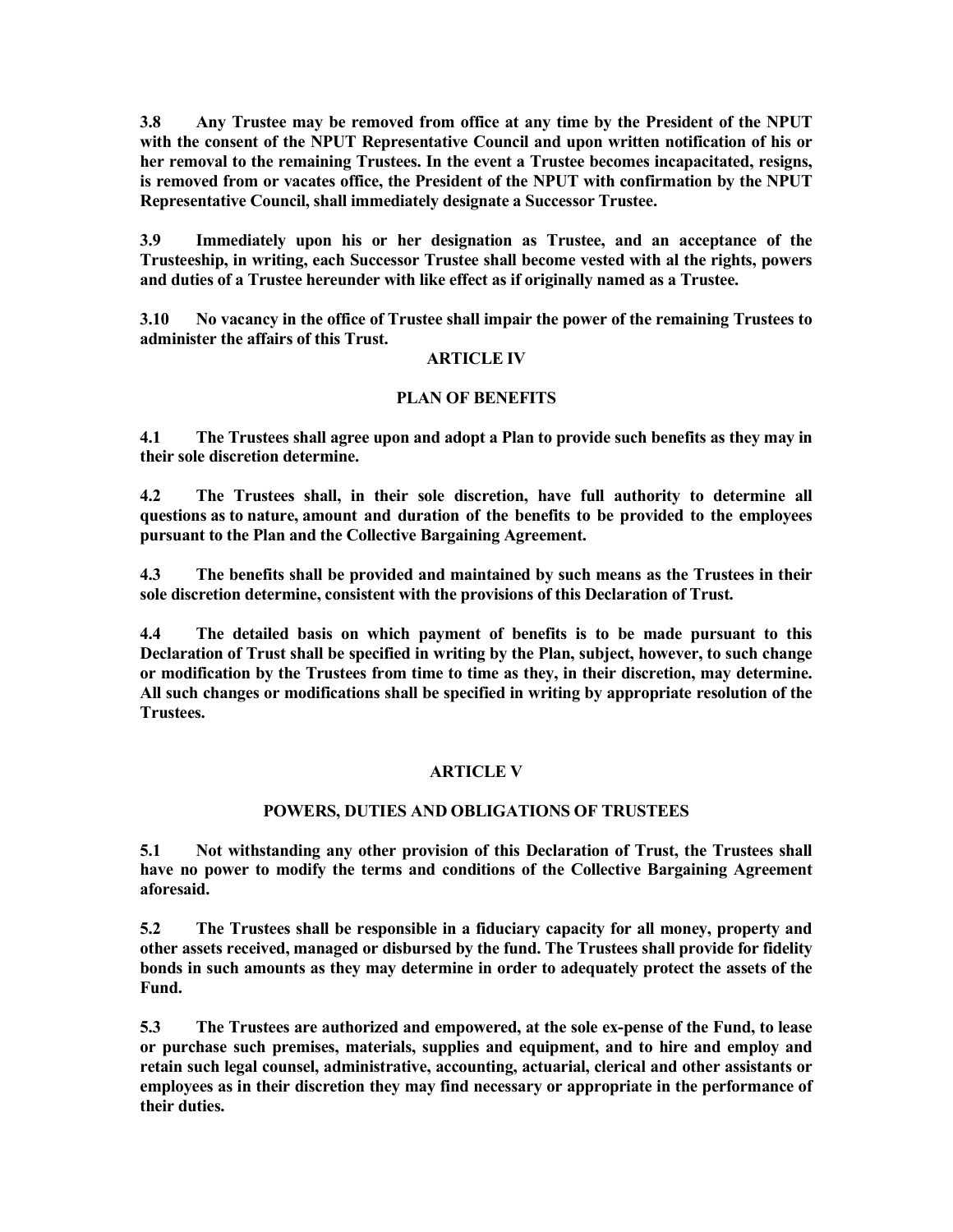**3.8 Any Trustee may be removed from office at any time by the President of the NPUT with the consent of the NPUT Representative Council and upon written notification of his or her removal to the remaining Trustees. In the event a Trustee becomes incapacitated, resigns, is removed from or vacates office, the President of the NPUT with confirmation by the NPUT Representative Council, shall immediately designate a Successor Trustee.**

**3.9 Immediately upon his or her designation as Trustee, and an acceptance of the Trusteeship, in writing, each Successor Trustee shall become vested with al the rights, powers and duties of a Trustee hereunder with like effect as if originally named as a Trustee.**

**3.10 No vacancy in the office of Trustee shall impair the power of the remaining Trustees to administer the affairs of this Trust.**

## ARTICLE IV

## PLAN OF BENEFITS

**4.1 The Trustees shall agree upon and adopt a Plan to provide such benefits as they may in their sole discretion determine.**

**4.2 The Trustees shall, in their sole discretion, have full authority to determine all questions as to nature, amount and duration of the benefits to be provided to the employees pursuant to the Plan and the Collective Bargaining Agreement.**

**4.3 The benefits shall be provided and maintained by such means as the Trustees in their sole discretion determine, consistent with the provisions of this Declaration of Trust.**

**4.4 The detailed basis on which payment of benefits is to be made pursuant to this Declaration of Trust shall be specified in writing by the Plan, subject, however, to such change or modification by the Trustees from time to time as they, in their discretion, may determine. All such changes or modifications shall be specified in writing by appropriate resolution of the Trustees.**

## ARTICLE V

## POWERS, DUTIES AND OBLIGATIONS OF TRUSTEES

**5.1 Not withstanding any other provision of this Declaration of Trust, the Trustees shall have no power to modify the terms and conditions of the Collective Bargaining Agreement aforesaid.**

**5.2 The Trustees shall be responsible in a fiduciary capacity for all money, property and other assets received, managed or disbursed by the fund. The Trustees shall provide for fidelity bonds in such amounts as they may determine in order to adequately protect the assets of the Fund.**

**5.3 The Trustees are authorized and empowered, at the sole ex-pense of the Fund, to lease or purchase such premises, materials, supplies and equipment, and to hire and employ and retain such legal counsel, administrative, accounting, actuarial, clerical and other assistants or employees as in their discretion they may find necessary or appropriate in the performance of their duties.**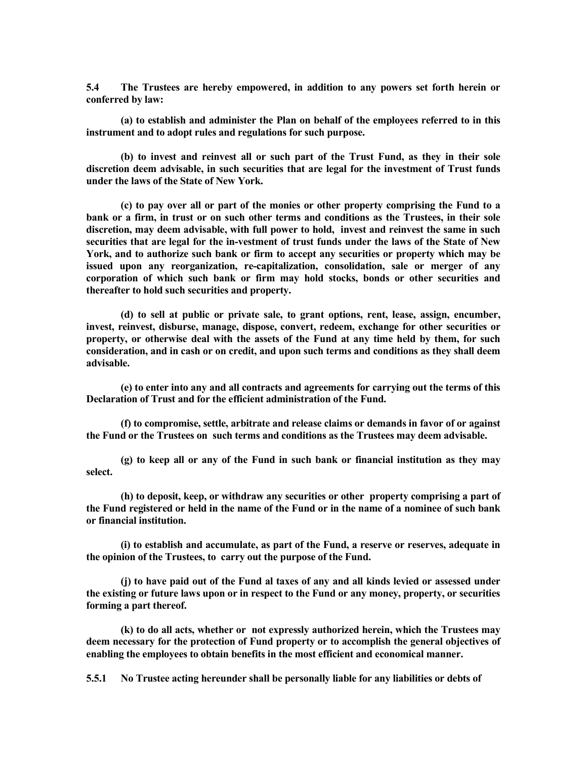**5.4 The Trustees are hereby empowered, in addition to any powers set forth herein or conferred by law:**

**(a) to establish and administer the Plan on behalf of the employees referred to in this instrument and to adopt rules and regulations for such purpose.**

**(b) to invest and reinvest all or such part of the Trust Fund, as they in their sole discretion deem advisable, in such securities that are legal for the investment of Trust funds under the laws of the State of New York.**

**(c) to pay over all or part of the monies or other property comprising the Fund to a bank or a firm, in trust or on such other terms and conditions as the Trustees, in their sole discretion, may deem advisable, with full power to hold, invest and reinvest the same in such securities that are legal for the in-vestment of trust funds under the laws of the State of New York, and to authorize such bank or firm to accept any securities or property which may be issued upon any reorganization, re-capitalization, consolidation, sale or merger of any corporation of which such bank or firm may hold stocks, bonds or other securities and thereafter to hold such securities and property.**

**(d) to sell at public or private sale, to grant options, rent, lease, assign, encumber, invest, reinvest, disburse, manage, dispose, convert, redeem, exchange for other securities or property, or otherwise deal with the assets of the Fund at any time held by them, for such consideration, and in cash or on credit, and upon such terms and conditions as they shall deem advisable.**

**(e) to enter into any and all contracts and agreements for carrying out the terms of this Declaration of Trust and for the efficient administration of the Fund.**

**(f) to compromise, settle, arbitrate and release claims or demands in favor of or against the Fund or the Trustees on such terms and conditions as the Trustees may deem advisable.**

**(g) to keep all or any of the Fund in such bank or financial institution as they may select.**

**(h) to deposit, keep, or withdraw any securities or other property comprising a part of the Fund registered or held in the name of the Fund or in the name of a nominee of such bank or financial institution.**

**(i) to establish and accumulate, as part of the Fund, a reserve or reserves, adequate in the opinion of the Trustees, to carry out the purpose of the Fund.**

**(j) to have paid out of the Fund al taxes of any and all kinds levied or assessed under the existing or future laws upon or in respect to the Fund or any money, property, or securities forming a part thereof.**

**(k) to do all acts, whether or not expressly authorized herein, which the Trustees may deem necessary for the protection of Fund property or to accomplish the general objectives of enabling the employees to obtain benefits in the most efficient and economical manner.**

**5.5.1 No Trustee acting hereunder shall be personally liable for any liabilities or debts of**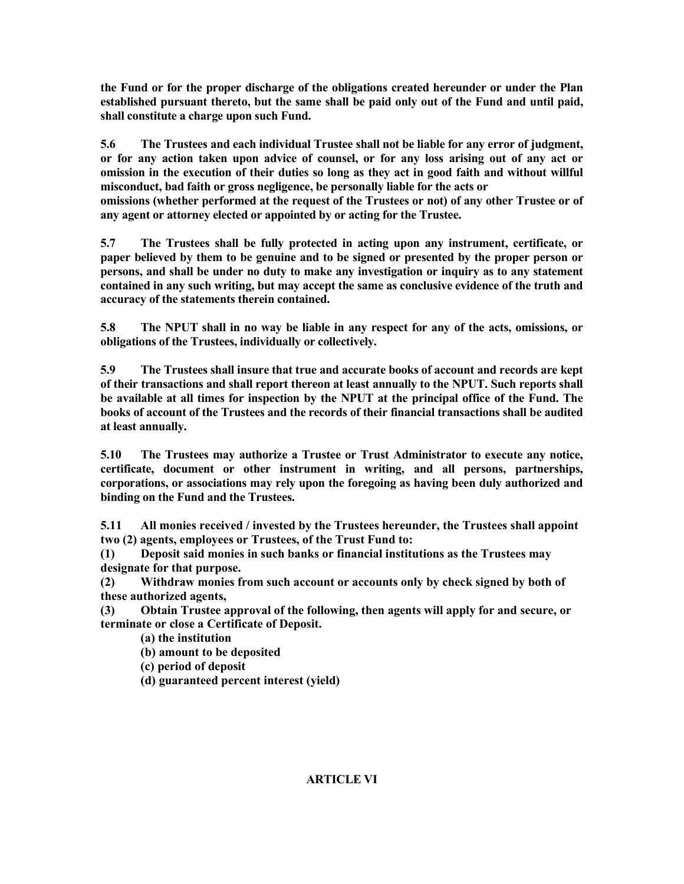**the Fund or for the proper discharge of the obligations created hereunder or under the Plan established pursuant thereto, but the same shall be paid only out of the Fund and until paid, shall constitute a charge upon such Fund.**

**5.6 The Trustees and each individual Trustee shall not be liable for any error of judgment, or for any action taken upon advice of counsel, or for any loss arising out of any act or omission in the execution of their duties so long as they act in good faith and without willful misconduct, bad faith or gross negligence, be personally liable for the acts or omissions (whether performed at the request of the Trustees or not) of any other Trustee or of any agent or attorney elected or appointed by or acting for the Trustee.**

**5.7 The Trustees shall be fully protected in acting upon any instrument, certificate, or paper believed by them to be genuine and to be signed or presented by the proper person or persons, and shall be under no duty to make any investigation or inquiry as to any statement contained in any such writing, but may accept the same as conclusive evidence of the truth and accuracy of the statements therein contained.**

**5.8 The NPUT shall in no way be liable in any respect for any of the acts, omissions, or obligations of the Trustees, individually or collectively.**

**5.9 The Trustees shall insure that true and accurate books of account and records are kept of their transactions and shall report thereon at least annually to the NPUT. Such reports shall be available at all times for inspection by the NPUT at the principal office of the Fund. The books of account of the Trustees and the records of their financial transactions shall be audited at least annually.**

**5.10 The Trustees may authorize a Trustee or Trust Administrator to execute any notice, certificate, document or other instrument in writing, and all persons, partnerships, corporations, or associations may rely upon the foregoing as having been duly authorized and binding on the Fund and the Trustees.**

**5.11 All monies received / invested by the Trustees hereunder, the Trustees shall appoint two (2) agents, employees or Trustees, of the Trust Fund to:**

**(1) Deposit said monies in such banks or financial institutions as the Trustees may designate for that purpose.**

**(2) Withdraw monies from such account or accounts only by check signed by both of these authorized agents,**

**(3) Obtain Trustee approval of the following, then agents will apply for and secure, or terminate or close a Certificate of Deposit.**

- **(a) the institution**
- **(b) amount to be deposited**
- **(c) period of deposit**
- **(d) guaranteed percent interest (yield)**

## ARTICLE VI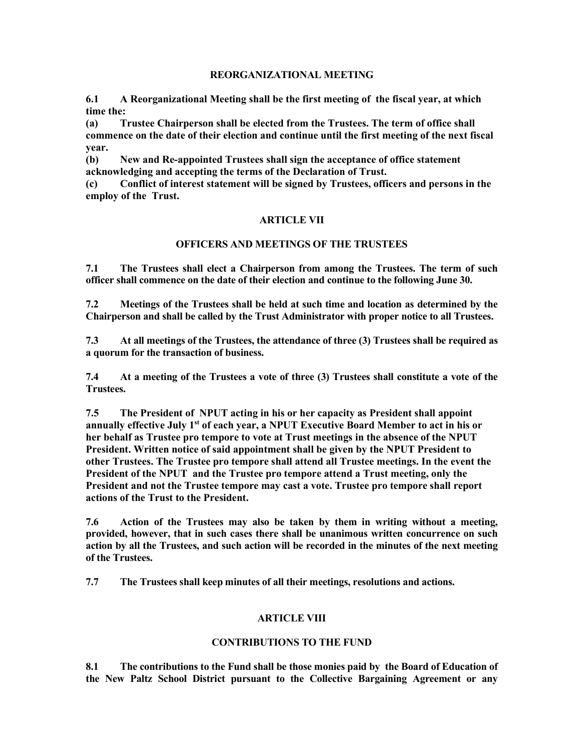## REORGANIZATIONAL MEETING

**6.1 A Reorganizational Meeting shall be the first meeting of the fiscal year, at which time the:**

**(a) Trustee Chairperson shall be elected from the Trustees. The term of office shall commence on the date of their election and continue until the first meeting of the next fiscal year.**

**(b) New and Re-appointed Trustees shall sign the acceptance of office statement acknowledging and accepting the terms of the Declaration of Trust.**

**(c) Conflict of interest statement will be signed by Trustees, officers and persons in the employ of the Trust.**

## ARTICLE VII

## OFFICERS AND MEETINGS OF THE TRUSTEES

**7.1 The Trustees shall elect a Chairperson from among the Trustees. The term of such officer shall commence on the date of their election and continue to the following June 30.**

**7.2 Meetings of the Trustees shall be held at such time and location as determined by the Chairperson and shall be called by the Trust Administrator with proper notice to all Trustees.**

**7.3 At all meetings of the Trustees, the attendance of three (3) Trustees shall be required as a quorum for the transaction of business.**

**7.4 At a meeting of the Trustees a vote of three (3) Trustees shall constitute a vote of the Trustees.**

**7.5 The President of NPUT acting in his or her capacity as President shall appoint annually effective July 1st of each year, a NPUT Executive Board Member to act in his or her behalf as Trustee pro tempore to vote at Trust meetings in the absence of the NPUT President. Written notice of said appointment shall be given by the NPUT President to other Trustees. The Trustee pro tempore shall attend all Trustee meetings. In the event the President of the NPUT and the Trustee pro tempore attend a Trust meeting, only the President and not the Trustee tempore may cast a vote. Trustee pro tempore shall report actions of the Trust to the President.**

**7.6 Action of the Trustees may also be taken by them in writing without a meeting, provided, however, that in such cases there shall be unanimous written concurrence on such action by all the Trustees, and such action will be recorded in the minutes of the next meeting of the Trustees.**

**7.7 The Trustees shall keep minutes of all their meetings, resolutions and actions.**

## ARTICLE VIII

## CONTRIBUTIONS TO THE FUND

**8.1 The contributions to the Fund shall be those monies paid by the Board of Education of the New Paltz School District pursuant to the Collective Bargaining Agreement or any**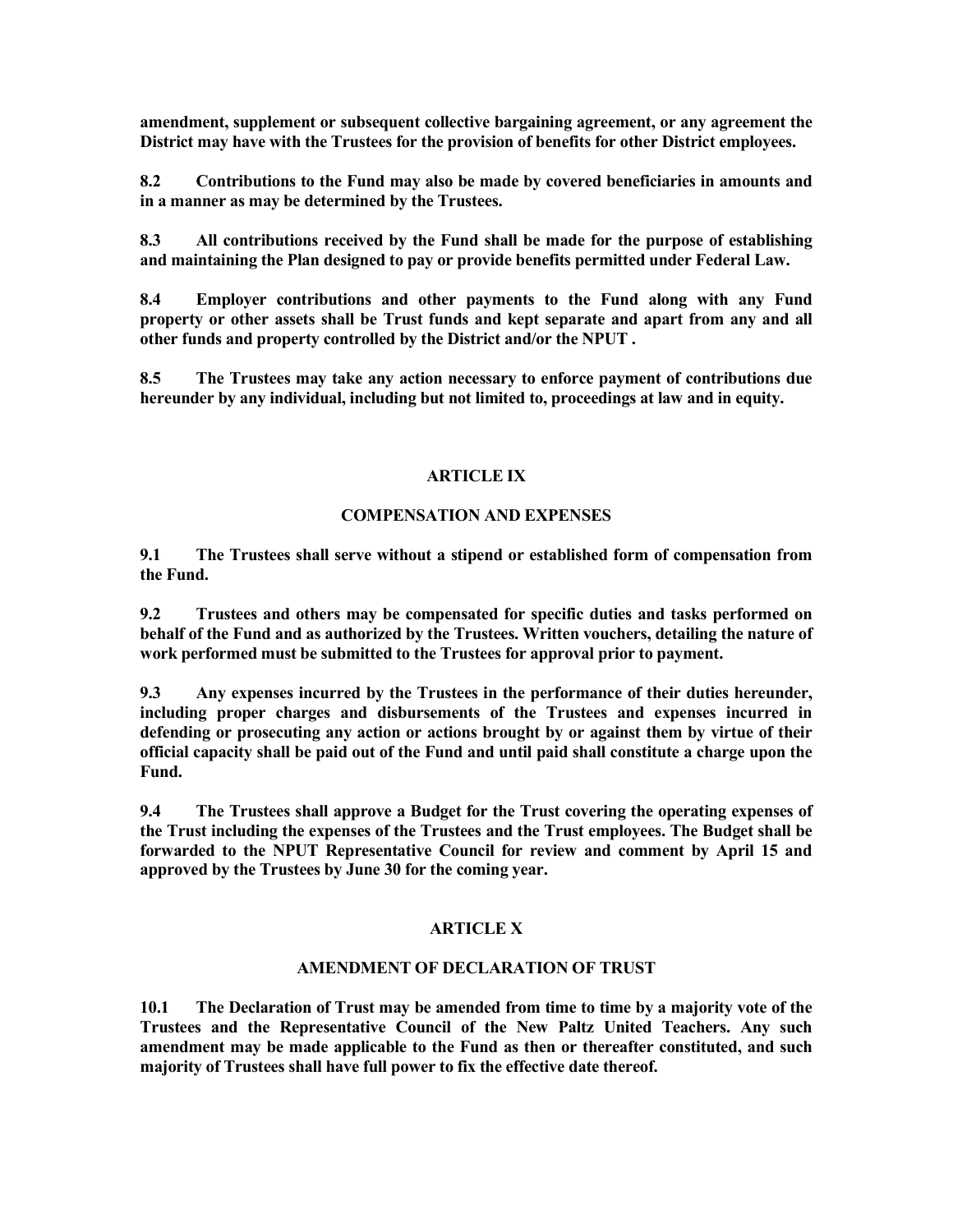**amendment, supplement or subsequent collective bargaining agreement, or any agreement the District may have with the Trustees for the provision of benefits for other District employees.**

**8.2 Contributions to the Fund may also be made by covered beneficiaries in amounts and in a manner as may be determined by the Trustees.**

**8.3 All contributions received by the Fund shall be made for the purpose of establishing and maintaining the Plan designed to pay or provide benefits permitted under Federal Law.**

**8.4 Employer contributions and other payments to the Fund along with any Fund property or other assets shall be Trust funds and kept separate and apart from any and all other funds and property controlled by the District and/or the NPUT .**

**8.5 The Trustees may take any action necessary to enforce payment of contributions due hereunder by any individual, including but not limited to, proceedings at law and in equity.**

## ARTICLE IX

## COMPENSATION AND EXPENSES

**9.1 The Trustees shall serve without a stipend or established form of compensation from the Fund.**

**9.2 Trustees and others may be compensated for specific duties and tasks performed on behalf of the Fund and as authorized by the Trustees. Written vouchers, detailing the nature of work performed must be submitted to the Trustees for approval prior to payment.**

**9.3 Any expenses incurred by the Trustees in the performance of their duties hereunder, including proper charges and disbursements of the Trustees and expenses incurred in defending or prosecuting any action or actions brought by or against them by virtue of their official capacity shall be paid out of the Fund and until paid shall constitute a charge upon the Fund.**

**9.4 The Trustees shall approve a Budget for the Trust covering the operating expenses of the Trust including the expenses of the Trustees and the Trust employees. The Budget shall be forwarded to the NPUT Representative Council for review and comment by April 15 and approved by the Trustees by June 30 for the coming year.**

## ARTICLE X

## AMENDMENT OF DECLARATION OF TRUST

**10.1 The Declaration of Trust may be amended from time to time by a majority vote of the Trustees and the Representative Council of the New Paltz United Teachers. Any such amendment may be made applicable to the Fund as then or thereafter constituted, and such majority of Trustees shall have full power to fix the effective date thereof.**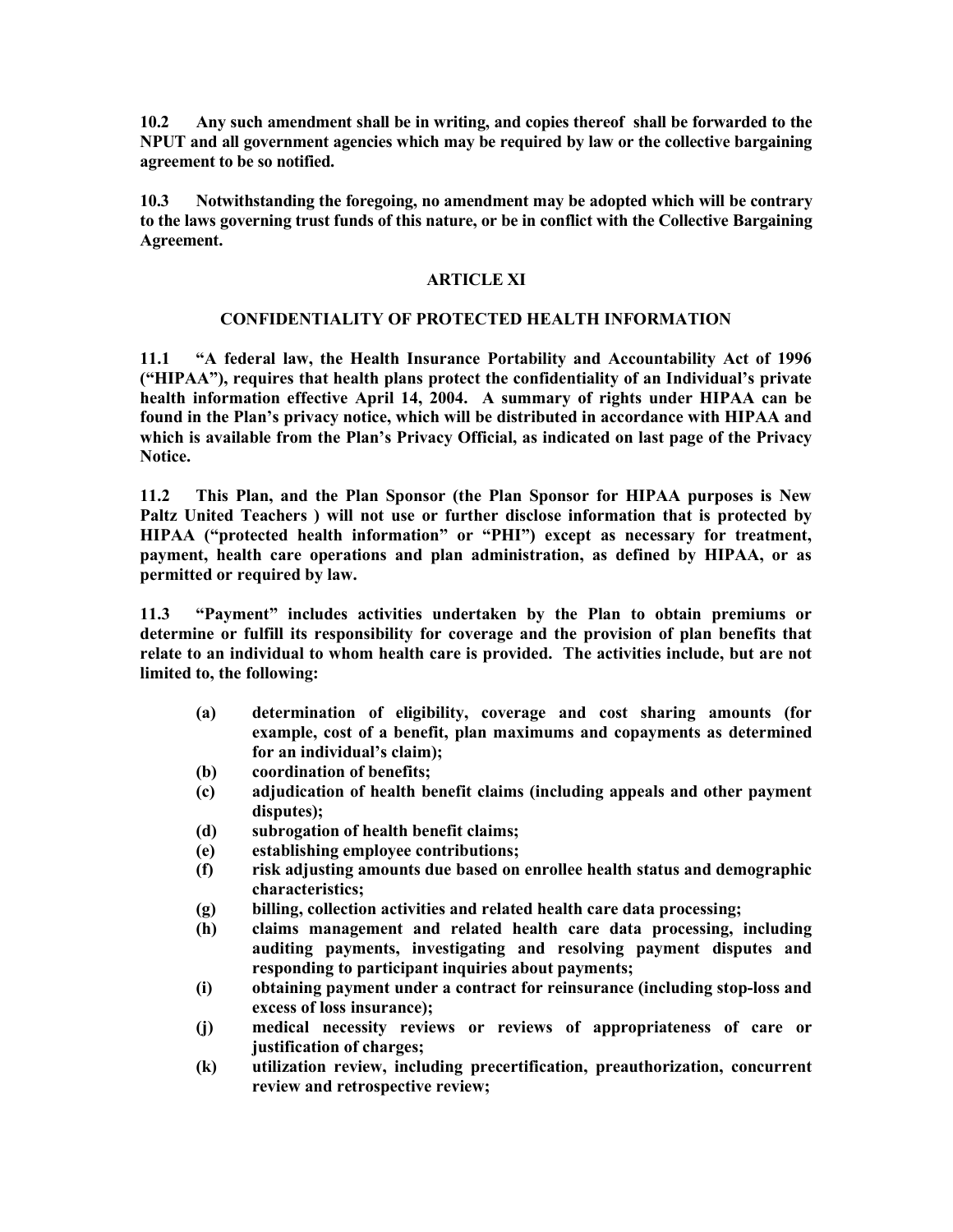**10.2 Any such amendment shall be in writing, and copies thereof shall be forwarded to the NPUT and all government agencies which may be required by law or the collective bargaining agreement to be so notified.**

**10.3 Notwithstanding the foregoing, no amendment may be adopted which will be contrary to the laws governing trust funds of this nature, or be in conflict with the Collective Bargaining Agreement.**

## ARTICLE XI

## CONFIDENTIALITY OF PROTECTED HEALTH INFORMATION

**11.1 "A federal law, the Health Insurance Portability and Accountability Act of 1996 ("HIPAA"), requires that health plans protect the confidentiality of an Individual's private health information effective April 14, 2004. A summary of rights under HIPAA can be found in the Plan's privacy notice, which will be distributed in accordance with HIPAA and which is available from the Plan's Privacy Official, as indicated on last page of the Privacy Notice.**

**11.2 This Plan, and the Plan Sponsor (the Plan Sponsor for HIPAA purposes is New Paltz United Teachers ) will not use or further disclose information that is protected by HIPAA ("protected health information" or "PHI") except as necessary for treatment, payment, health care operations and plan administration, as defined by HIPAA, or as permitted or required by law.**

**11.3 "Payment" includes activities undertaken by the Plan to obtain premiums or determine or fulfill its responsibility for coverage and the provision of plan benefits that relate to an individual to whom health care is provided. The activities include, but are not limited to, the following:**

- **(a) determination of eligibility, coverage and cost sharing amounts (for example, cost of a benefit, plan maximums and copayments as determined for an individual's claim);**
- **(b) coordination of benefits;**
- **(c) adjudication of health benefit claims (including appeals and other payment disputes);**
- **(d) subrogation of health benefit claims;**
- **(e) establishing employee contributions;**
- **(f) risk adjusting amounts due based on enrollee health status and demographic characteristics;**
- **(g) billing, collection activities and related health care data processing;**
- **(h) claims management and related health care data processing, including auditing payments, investigating and resolving payment disputes and responding to participant inquiries about payments;**
- **(i) obtaining payment under a contract for reinsurance (including stop-loss and excess of loss insurance);**
- **(j) medical necessity reviews or reviews of appropriateness of care or justification of charges;**
- **(k) utilization review, including precertification, preauthorization, concurrent review and retrospective review;**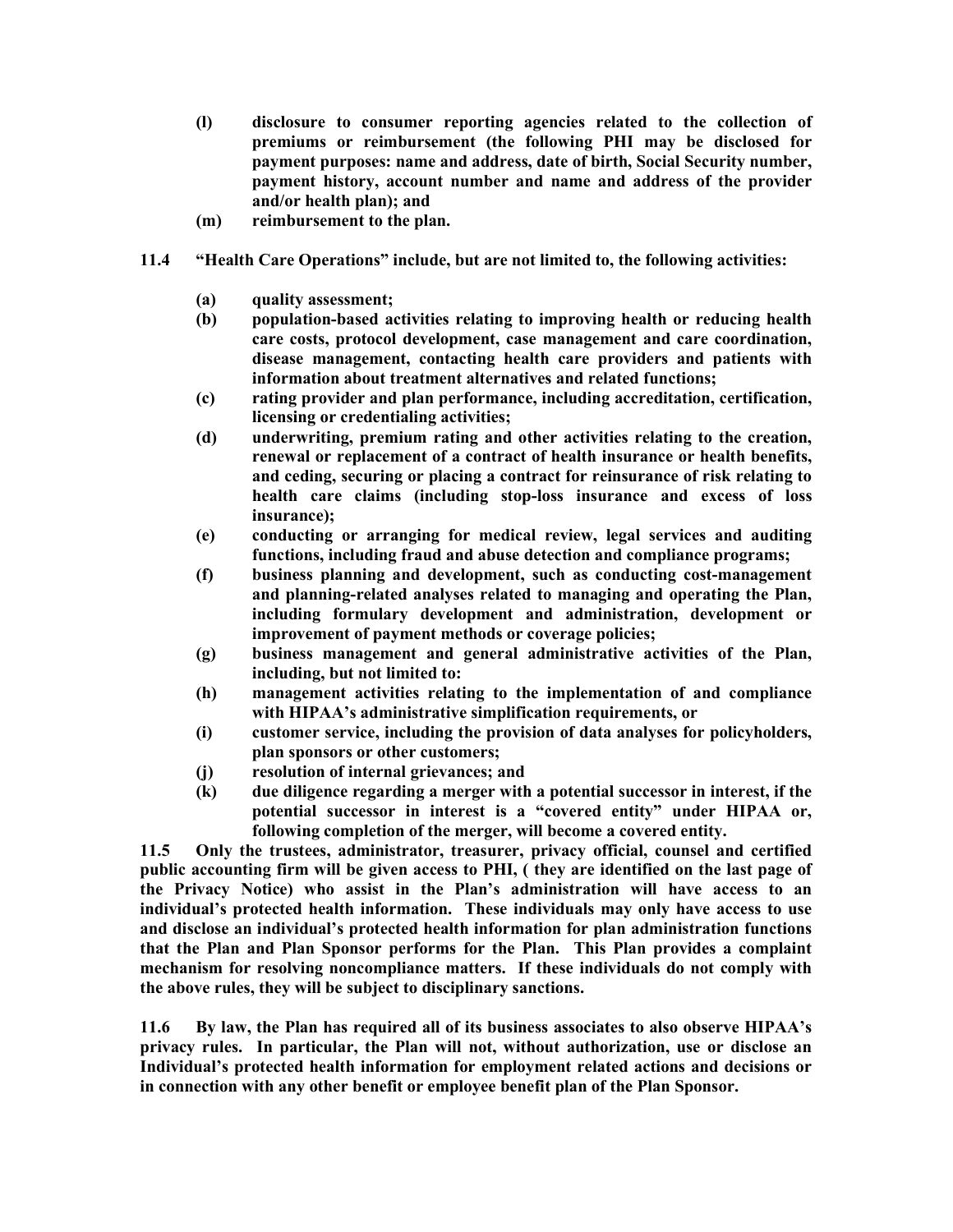**(l) disclosure to consumer reporting agencies related to the collection of premiums or reimbursement (the following PHI may be disclosed for payment purposes: name and address, date of birth, Social Security number, payment history, account number and name and address of the provider and/or health plan); and**

**(m) reimbursement to the plan.**

**11.4 "Health Care Operations" include, but are not limited to, the following activities:**

**(a) quality assessment;**

**(b) population-based activities relating to improving health or reducing health care costs, protocol development, case management and care coordination, disease management, contacting health care providers and patients with information about treatment alternatives and related functions;**

**(c) rating provider and plan performance, including accreditation, certification, licensing or credentialing activities;**

**(d) underwriting, premium rating and other activities relating to the creation, renewal or replacement of a contract of health insurance or health benefits, and ceding, securing or placing a contract for reinsurance of risk relating to health care claims (including stop-loss insurance and excess of loss insurance);**

**(e) conducting or arranging for medical review, legal services and auditing functions, including fraud and abuse detection and compliance programs;**

**(f) business planning and development, such as conducting cost-management and planning-related analyses related to managing and operating the Plan, including formulary development and administration, development or improvement of payment methods or coverage policies;**

**(g) business management and general administrative activities of the Plan, including, but not limited to:**

**(h) management activities relating to the implementation of and compliance with HIPAA's administrative simplification requirements, or**

**(i) customer service, including the provision of data analyses for policyholders, plan sponsors or other customers;**

**(j) resolution of internal grievances; and**

**(k) due diligence regarding a merger with a potential successor in interest, if the potential successor in interest is a "covered entity" under HIPAA or, following completion of the merger, will become a covered entity.**

**11.5 Only the trustees, administrator, treasurer, privacy official, counsel and certified public accounting firm will be given access to PHI, ( they are identified on the last page of the Privacy Notice) who assist in the Plan's administration will have access to an individual's protected health information. These individuals may only have access to use and disclose an individual's protected health information for plan administration functions that the Plan and Plan Sponsor performs for the Plan. This Plan provides a complaint mechanism for resolving noncompliance matters. If these individuals do not comply with the above rules, they will be subject to disciplinary sanctions.**

**11.6 By law, the Plan has required all of its business associates to also observe HIPAA's privacy rules. In particular, the Plan will not, without authorization, use or disclose an Individual's protected health information for employment related actions and decisions or in connection with any other benefit or employee benefit plan of the Plan Sponsor.**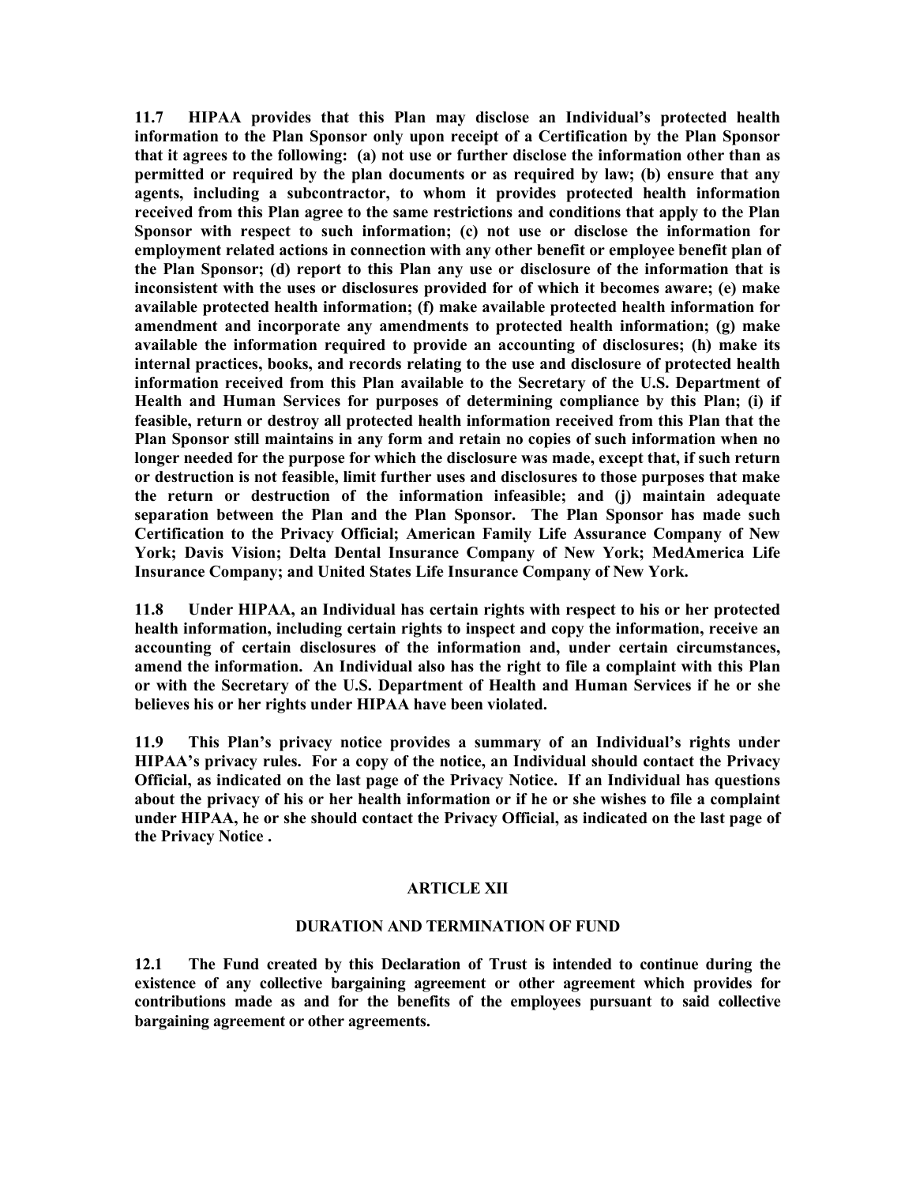**11.7 HIPAA provides that this Plan may disclose an Individual's protected health information to the Plan Sponsor only upon receipt of a Certification by the Plan Sponsor that it agrees to the following: (a) not use or further disclose the information other than as permitted or required by the plan documents or as required by law; (b) ensure that any agents, including a subcontractor, to whom it provides protected health information received from this Plan agree to the same restrictions and conditions that apply to the Plan Sponsor with respect to such information; (c) not use or disclose the information for employment related actions in connection with any other benefit or employee benefit plan of the Plan Sponsor; (d) report to this Plan any use or disclosure of the information that is inconsistent with the uses or disclosures provided for of which it becomes aware; (e) make available protected health information; (f) make available protected health information for amendment and incorporate any amendments to protected health information; (g) make available the information required to provide an accounting of disclosures; (h) make its internal practices, books, and records relating to the use and disclosure of protected health information received from this Plan available to the Secretary of the U.S. Department of Health and Human Services for purposes of determining compliance by this Plan; (i) if feasible, return or destroy all protected health information received from this Plan that the Plan Sponsor still maintains in any form and retain no copies of such information when no longer needed for the purpose for which the disclosure was made, except that, if such return or destruction is not feasible, limit further uses and disclosures to those purposes that make the return or destruction of the information infeasible; and (j) maintain adequate separation between the Plan and the Plan Sponsor. The Plan Sponsor has made such Certification to the Privacy Official; American Family Life Assurance Company of New York; Davis Vision; Delta Dental Insurance Company of New York; MedAmerica Life Insurance Company; and United States Life Insurance Company of New York.**

**11.8 Under HIPAA, an Individual has certain rights with respect to his or her protected health information, including certain rights to inspect and copy the information, receive an accounting of certain disclosures of the information and, under certain circumstances, amend the information. An Individual also has the right to file a complaint with this Plan or with the Secretary of the U.S. Department of Health and Human Services if he or she believes his or her rights under HIPAA have been violated.**

**11.9 This Plan's privacy notice provides a summary of an Individual's rights under HIPAA's privacy rules. For a copy of the notice, an Individual should contact the Privacy Official, as indicated on the last page of the Privacy Notice. If an Individual has questions about the privacy of his or her health information or if he or she wishes to file a complaint under HIPAA, he or she should contact the Privacy Official, as indicated on the last page of the Privacy Notice .**

## ARTICLE XII

### DURATION AND TERMINATION OF FUND

**12.1 The Fund created by this Declaration of Trust is intended to continue during the existence of any collective bargaining agreement or other agreement which provides for contributions made as and for the benefits of the employees pursuant to said collective bargaining agreement or other agreements.**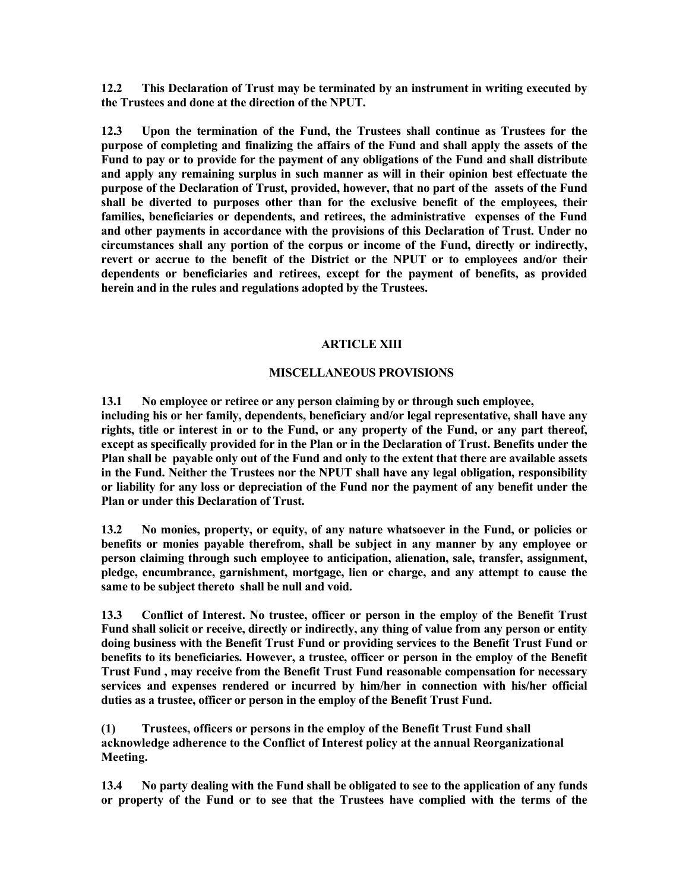**12.2 This Declaration of Trust may be terminated by an instrument in writing executed by the Trustees and done at the direction of the NPUT.**

**12.3 Upon the termination of the Fund, the Trustees shall continue as Trustees for the purpose of completing and finalizing the affairs of the Fund and shall apply the assets of the Fund to pay or to provide for the payment of any obligations of the Fund and shall distribute and apply any remaining surplus in such manner as will in their opinion best effectuate the purpose of the Declaration of Trust, provided, however, that no part of the assets of the Fund shall be diverted to purposes other than for the exclusive benefit of the employees, their families, beneficiaries or dependents, and retirees, the administrative expenses of the Fund and other payments in accordance with the provisions of this Declaration of Trust. Under no circumstances shall any portion of the corpus or income of the Fund, directly or indirectly, revert or accrue to the benefit of the District or the NPUT or to employees and/or their dependents or beneficiaries and retirees, except for the payment of benefits, as provided herein and in the rules and regulations adopted by the Trustees.**

## ARTICLE XIII

## MISCELLANEOUS PROVISIONS

**13.1 No employee or retiree or any person claiming by or through such employee, including his or her family, dependents, beneficiary and/or legal representative, shall have any rights, title or interest in or to the Fund, or any property of the Fund, or any part thereof, except as specifically provided for in the Plan or in the Declaration of Trust. Benefits under the Plan shall be payable only out of the Fund and only to the extent that there are available assets in the Fund. Neither the Trustees nor the NPUT shall have any legal obligation, responsibility or liability for any loss or depreciation of the Fund nor the payment of any benefit under the Plan or under this Declaration of Trust.**

**13.2 No monies, property, or equity, of any nature whatsoever in the Fund, or policies or benefits or monies payable therefrom, shall be subject in any manner by any employee or person claiming through such employee to anticipation, alienation, sale, transfer, assignment, pledge, encumbrance, garnishment, mortgage, lien or charge, and any attempt to cause the same to be subject thereto shall be null and void.**

**13.3 Conflict of Interest. No trustee, officer or person in the employ of the Benefit Trust Fund shall solicit or receive, directly or indirectly, any thing of value from any person or entity doing business with the Benefit Trust Fund or providing services to the Benefit Trust Fund or benefits to its beneficiaries. However, a trustee, officer or person in the employ of the Benefit Trust Fund , may receive from the Benefit Trust Fund reasonable compensation for necessary services and expenses rendered or incurred by him/her in connection with his/her official duties as a trustee, officer or person in the employ of the Benefit Trust Fund.**

**(1) Trustees, officers or persons in the employ of the Benefit Trust Fund shall acknowledge adherence to the Conflict of Interest policy at the annual Reorganizational Meeting.**

**13.4 No party dealing with the Fund shall be obligated to see to the application of any funds or property of the Fund or to see that the Trustees have complied with the terms of the**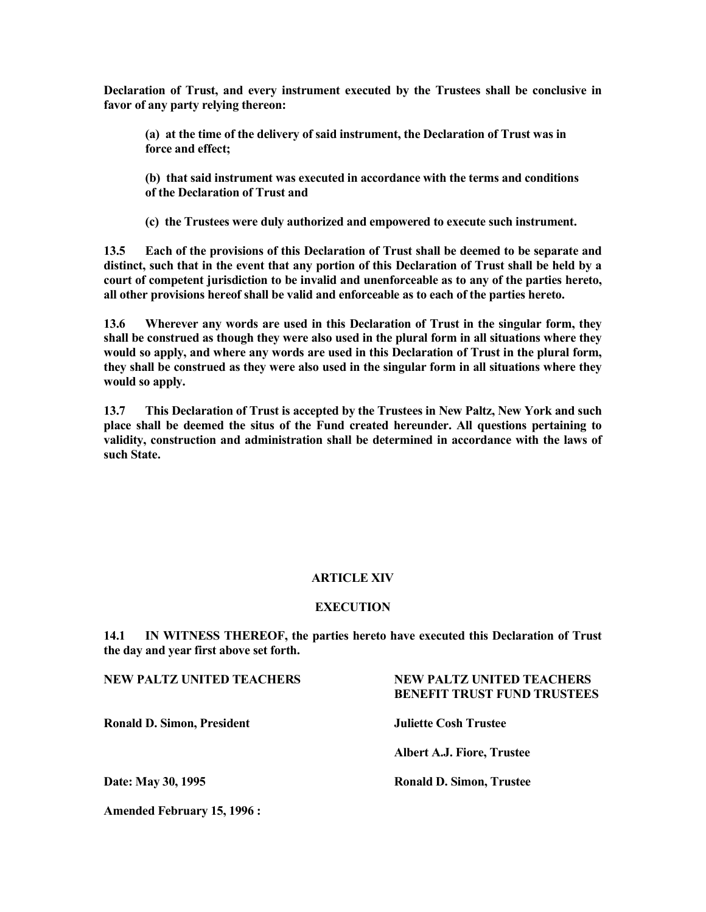**Declaration of Trust, and every instrument executed by the Trustees shall be conclusive in favor of any party relying thereon:**

> **(a) at the time of the delivery of said instrument, the Declaration of Trust was in force and effect;**
>
> **(b) that said instrument was executed in accordance with the terms and conditions of the Declaration of Trust and**
>
> **(c) the Trustees were duly authorized and empowered to execute such instrument.**

**13.5 Each of the provisions of this Declaration of Trust shall be deemed to be separate and distinct, such that in the event that any portion of this Declaration of Trust shall be held by a court of competent jurisdiction to be invalid and unenforceable as to any of the parties hereto, all other provisions hereof shall be valid and enforceable as to each of the parties hereto.**

**13.6 Wherever any words are used in this Declaration of Trust in the singular form, they shall be construed as though they were also used in the plural form in all situations where they would so apply, and where any words are used in this Declaration of Trust in the plural form, they shall be construed as they were also used in the singular form in all situations where they would so apply.**

**13.7 This Declaration of Trust is accepted by the Trustees in New Paltz, New York and such place shall be deemed the situs of the Fund created hereunder. All questions pertaining to validity, construction and administration shall be determined in accordance with the laws of such State.**

## ARTICLE XIV

## EXECUTION

**14.1 IN WITNESS THEREOF, the parties hereto have executed this Declaration of Trust the day and year first above set forth.**

| **NEW PALTZ UNITED TEACHERS** | **NEW PALTZ UNITED TEACHERS BENEFIT TRUST FUND TRUSTEES** |
|---|---|
| **Ronald D. Simon, President** | **Juliette Cosh Trustee** |
| | **Albert A.J. Fiore, Trustee** |
| **Date: May 30, 1995** | **Ronald D. Simon, Trustee** |

**Amended February 15, 1996 :**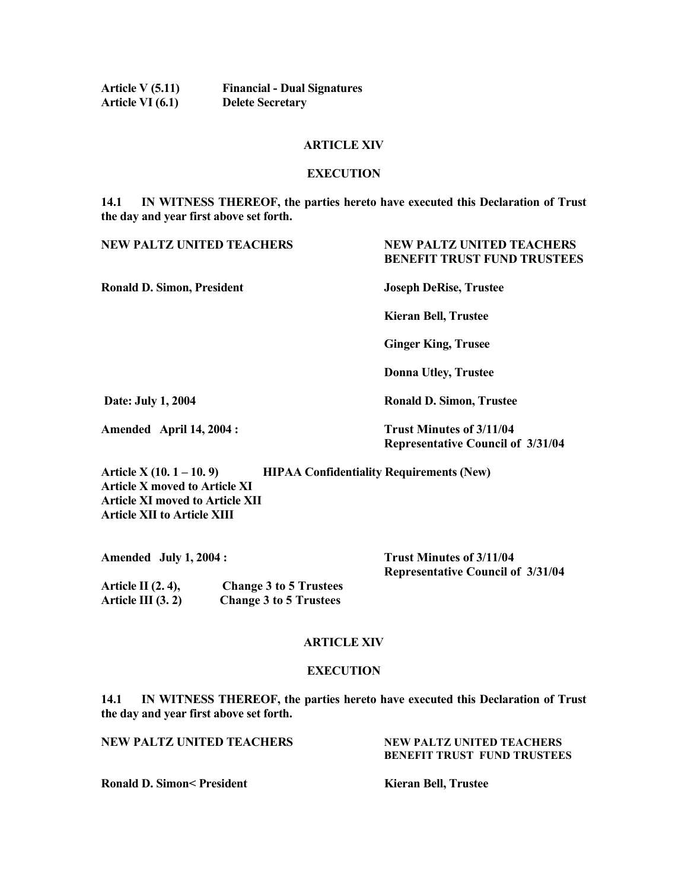**Article V (5.11)** **Financial - Dual Signatures**
**Article VI (6.1)** **Delete Secretary**

## ARTICLE XIV

## EXECUTION

**14.1 IN WITNESS THEREOF, the parties hereto have executed this Declaration of Trust the day and year first above set forth.**

| NEW PALTZ UNITED TEACHERS | NEW PALTZ UNITED TEACHERS BENEFIT TRUST FUND TRUSTEES |
|---|---|
| Ronald D. Simon, President | Joseph DeRise, Trustee |
| | Kieran Bell, Trustee |
| | Ginger King, Trusee |
| | Donna Utley, Trustee |
| Date: July 1, 2004 | Ronald D. Simon, Trustee |
| Amended April 14, 2004 : | Trust Minutes of 3/11/04 Representative Council of 3/31/04 |

**Article X (10. 1 – 10. 9)** **HIPAA Confidentiality Requirements (New)**
**Article X moved to Article XI**
**Article XI moved to Article XII**
**Article XII to Article XIII**

**Amended July 1, 2004 :** **Trust Minutes of 3/11/04**
**Representative Council of 3/31/04**

**Article II (2. 4),** **Change 3 to 5 Trustees**
**Article III (3. 2)** **Change 3 to 5 Trustees**

## ARTICLE XIV

## EXECUTION

**14.1 IN WITNESS THEREOF, the parties hereto have executed this Declaration of Trust the day and year first above set forth.**

| NEW PALTZ UNITED TEACHERS | NEW PALTZ UNITED TEACHERS BENEFIT TRUST FUND TRUSTEES |
|---|---|
| Ronald D. Simon< President | Kieran Bell, Trustee |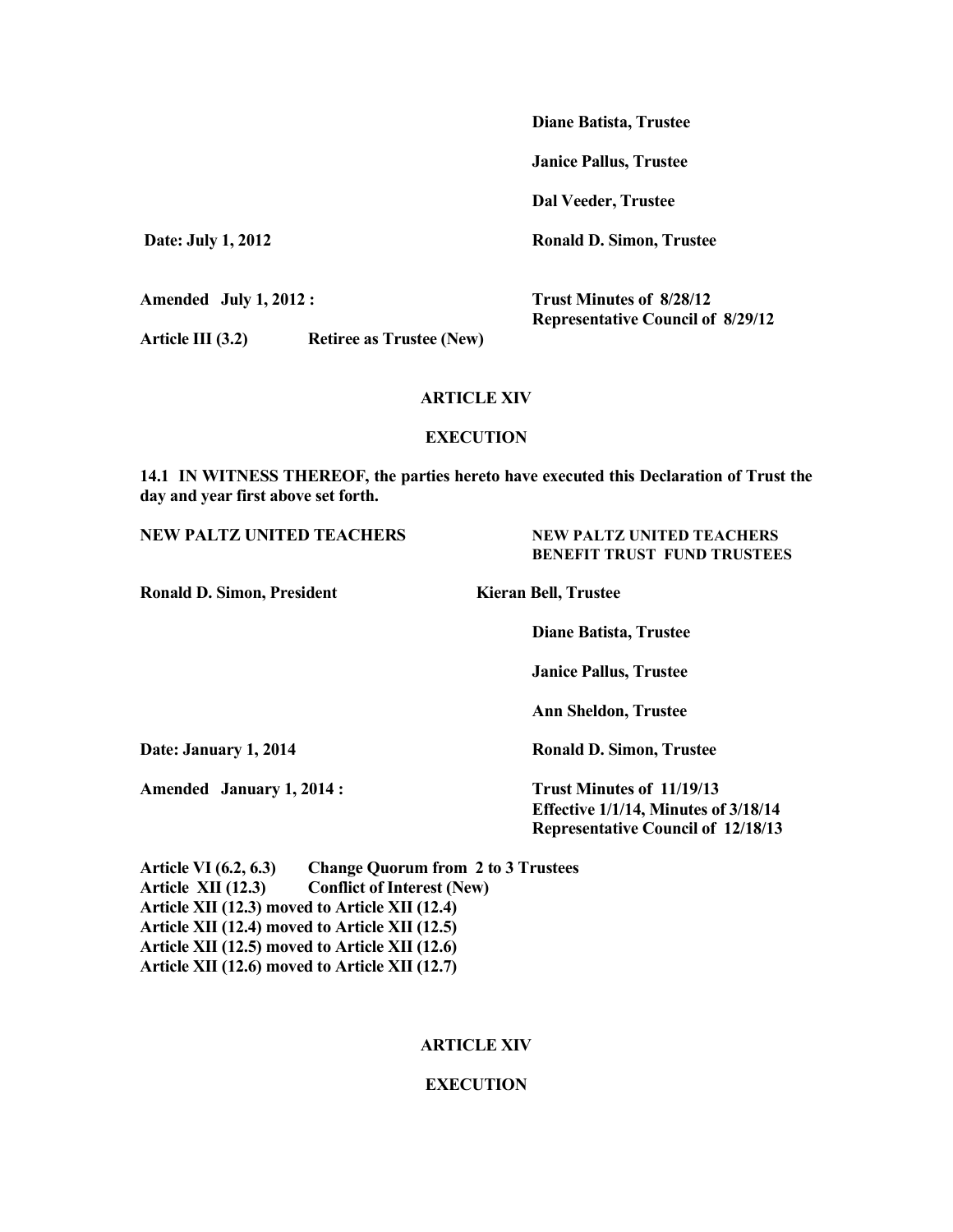**Diane Batista, Trustee**

**Janice Pallus, Trustee**

**Dal Veeder, Trustee**

**Date: July 1, 2012** **Ronald D. Simon, Trustee**

**Amended July 1, 2012 :** **Trust Minutes of 8/28/12**
**Representative Council of 8/29/12**

**Article III (3.2) Retiree as Trustee (New)**

## ARTICLE XIV

## EXECUTION

**14.1 IN WITNESS THEREOF, the parties hereto have executed this Declaration of Trust the day and year first above set forth.**

**NEW PALTZ UNITED TEACHERS** **NEW PALTZ UNITED TEACHERS BENEFIT TRUST FUND TRUSTEES**

**Ronald D. Simon, President** **Kieran Bell, Trustee**

**Diane Batista, Trustee**

**Janice Pallus, Trustee**

**Ann Sheldon, Trustee**

**Date: January 1, 2014** **Ronald D. Simon, Trustee**

**Amended January 1, 2014 :** **Trust Minutes of 11/19/13**
**Effective 1/1/14, Minutes of 3/18/14**
**Representative Council of 12/18/13**

**Article VI (6.2, 6.3) Change Quorum from 2 to 3 Trustees**
**Article XII (12.3) Conflict of Interest (New)**
**Article XII (12.3) moved to Article XII (12.4)**
**Article XII (12.4) moved to Article XII (12.5)**
**Article XII (12.5) moved to Article XII (12.6)**
**Article XII (12.6) moved to Article XII (12.7)**

## ARTICLE XIV

## EXECUTION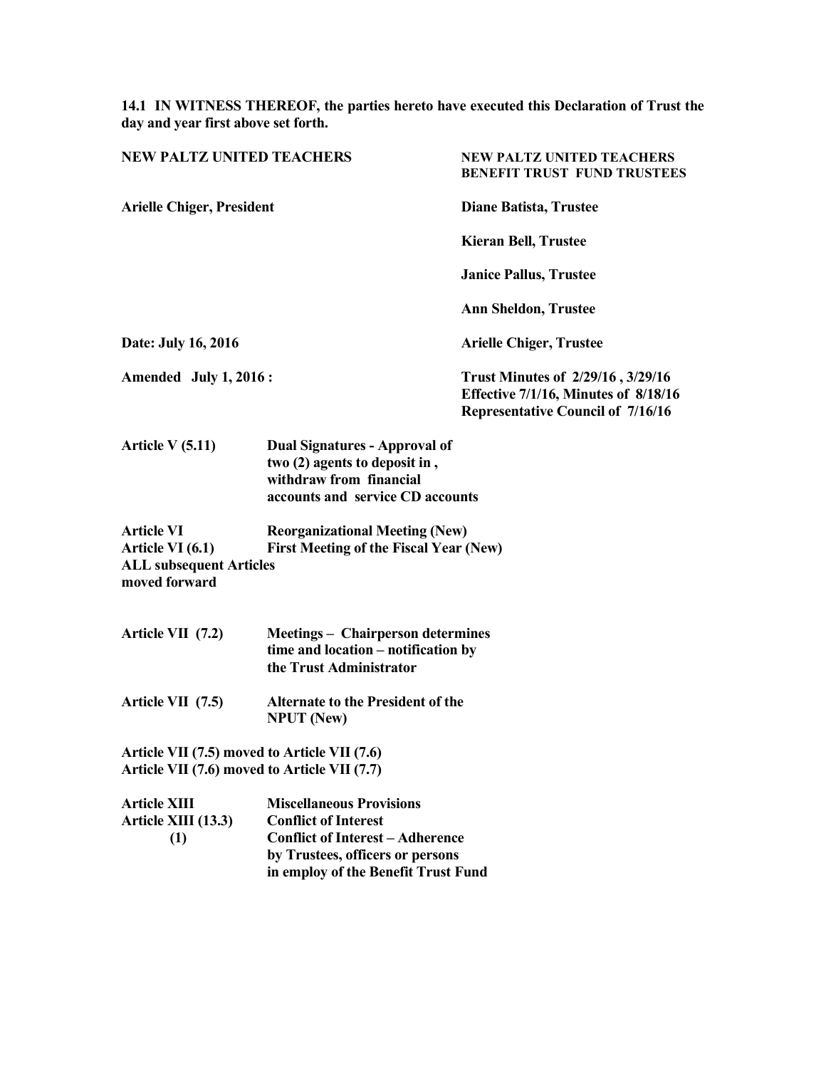**14.1 IN WITNESS THEREOF, the parties hereto have executed this Declaration of Trust the day and year first above set forth.**

| **NEW PALTZ UNITED TEACHERS** | **NEW PALTZ UNITED TEACHERS BENEFIT TRUST FUND TRUSTEES** |
|---|---|
| **Arielle Chiger, President** | **Diane Batista, Trustee** |
| | **Kieran Bell, Trustee** |
| | **Janice Pallus, Trustee** |
| | **Ann Sheldon, Trustee** |
| **Date: July 16, 2016** | **Arielle Chiger, Trustee** |
| **Amended July 1, 2016 :** | **Trust Minutes of 2/29/16 , 3/29/16 Effective 7/1/16, Minutes of 8/18/16 Representative Council of 7/16/16** |

| | |
|---|---|
| **Article V (5.11)** | **Dual Signatures - Approval of two (2) agents to deposit in , withdraw from financial accounts and service CD accounts** |
| **Article VI** | **Reorganizational Meeting (New)** |
| **Article VI (6.1)** | **First Meeting of the Fiscal Year (New)** |
| **ALL subsequent Articles moved forward** | |
| **Article VII (7.2)** | **Meetings – Chairperson determines time and location – notification by the Trust Administrator** |
| **Article VII (7.5)** | **Alternate to the President of the NPUT (New)** |

**Article VII (7.5) moved to Article VII (7.6)**
**Article VII (7.6) moved to Article VII (7.7)**

| | |
|---|---|
| **Article XIII** | **Miscellaneous Provisions** |
| **Article XIII (13.3)** | **Conflict of Interest** |
| **(1)** | **Conflict of Interest – Adherence by Trustees, officers or persons in employ of the Benefit Trust Fund** |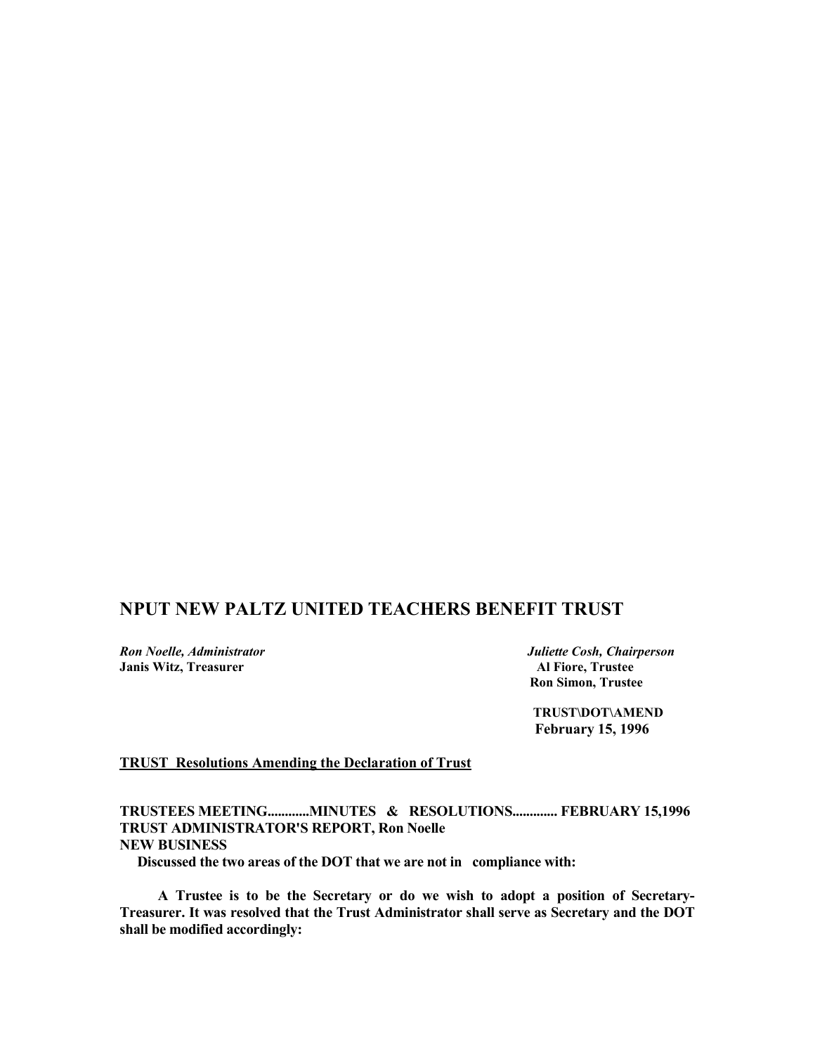# NPUT NEW PALTZ UNITED TEACHERS BENEFIT TRUST

*Ron Noelle, Administrator*
**Janis Witz, Treasurer**

*Juliette Cosh, Chairperson*
**Al Fiore, Trustee**
**Ron Simon, Trustee**

**TRUST\DOT\AMEND**
**February 15, 1996**

**TRUST Resolutions Amending the Declaration of Trust**

**TRUSTEES MEETING............MINUTES & RESOLUTIONS............ FEBRUARY 15,1996**
**TRUST ADMINISTRATOR'S REPORT, Ron Noelle**
**NEW BUSINESS**

**Discussed the two areas of the DOT that we are not in compliance with:**

**A Trustee is to be the Secretary or do we wish to adopt a position of Secretary-Treasurer. It was resolved that the Trust Administrator shall serve as Secretary and the DOT shall be modified accordingly:**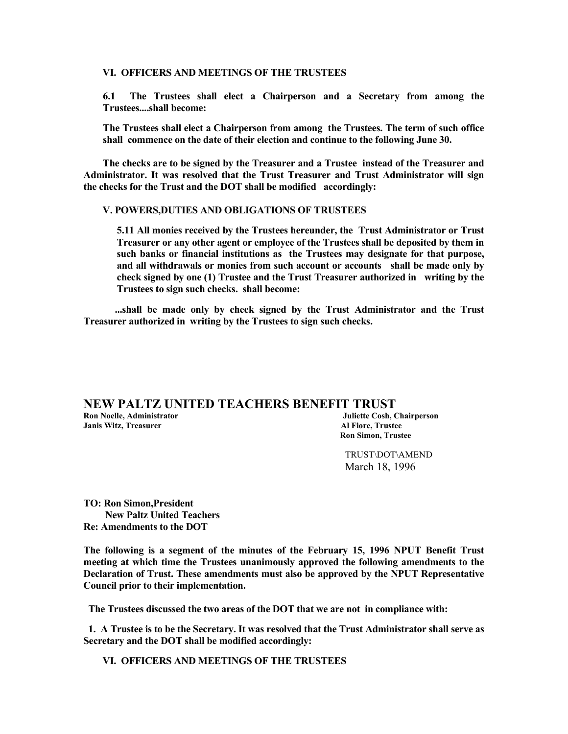**VI. OFFICERS AND MEETINGS OF THE TRUSTEES**

**6.1 The Trustees shall elect a Chairperson and a Secretary from among the Trustees....shall become:**

**The Trustees shall elect a Chairperson from among the Trustees. The term of such office shall commence on the date of their election and continue to the following June 30.**

**The checks are to be signed by the Treasurer and a Trustee instead of the Treasurer and Administrator. It was resolved that the Trust Treasurer and Trust Administrator will sign the checks for the Trust and the DOT shall be modified accordingly:**

**V. POWERS,DUTIES AND OBLIGATIONS OF TRUSTEES**

**5.11 All monies received by the Trustees hereunder, the Trust Administrator or Trust Treasurer or any other agent or employee of the Trustees shall be deposited by them in such banks or financial institutions as the Trustees may designate for that purpose, and all withdrawals or monies from such account or accounts shall be made only by check signed by one (1) Trustee and the Trust Treasurer authorized in writing by the Trustees to sign such checks. shall become:**

**...shall be made only by check signed by the Trust Administrator and the Trust Treasurer authorized in writing by the Trustees to sign such checks.**

## NEW PALTZ UNITED TEACHERS BENEFIT TRUST

**Ron Noelle, Administrator**
**Janis Witz, Treasurer**

**Juliette Cosh, Chairperson**
**Al Fiore, Trustee**
**Ron Simon, Trustee**

TRUST\DOT\AMEND
March 18, 1996

**TO: Ron Simon,President**
**New Paltz United Teachers**
**Re: Amendments to the DOT**

**The following is a segment of the minutes of the February 15, 1996 NPUT Benefit Trust meeting at which time the Trustees unanimously approved the following amendments to the Declaration of Trust. These amendments must also be approved by the NPUT Representative Council prior to their implementation.**

**The Trustees discussed the two areas of the DOT that we are not in compliance with:**

**1. A Trustee is to be the Secretary. It was resolved that the Trust Administrator shall serve as Secretary and the DOT shall be modified accordingly:**

**VI. OFFICERS AND MEETINGS OF THE TRUSTEES**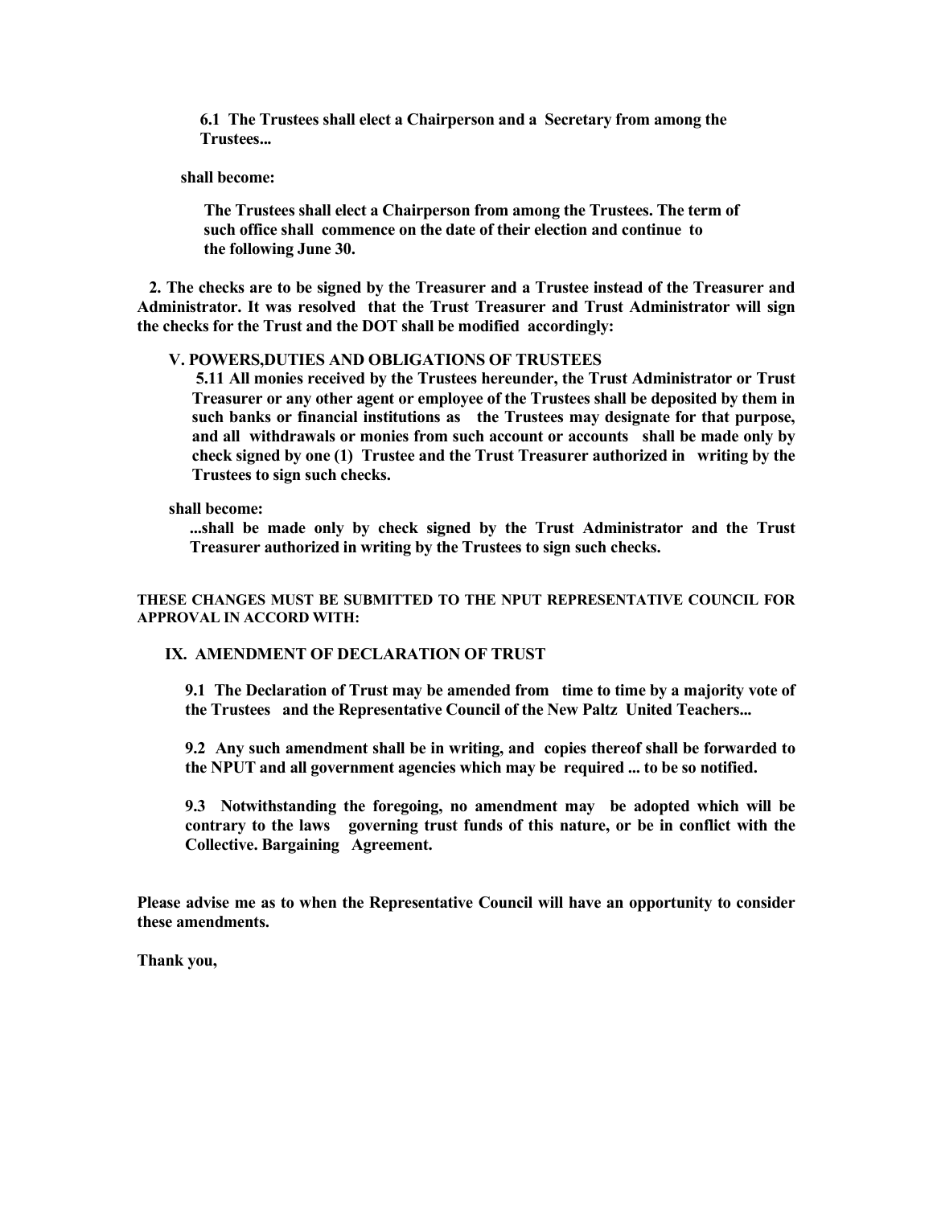**6.1 The Trustees shall elect a Chairperson and a Secretary from among the Trustees...**

**shall become:**

**The Trustees shall elect a Chairperson from among the Trustees. The term of such office shall commence on the date of their election and continue to the following June 30.**

**2. The checks are to be signed by the Treasurer and a Trustee instead of the Treasurer and Administrator. It was resolved that the Trust Treasurer and Trust Administrator will sign the checks for the Trust and the DOT shall be modified accordingly:**

**V. POWERS,DUTIES AND OBLIGATIONS OF TRUSTEES**

**5.11 All monies received by the Trustees hereunder, the Trust Administrator or Trust Treasurer or any other agent or employee of the Trustees shall be deposited by them in such banks or financial institutions as the Trustees may designate for that purpose, and all withdrawals or monies from such account or accounts shall be made only by check signed by one (1) Trustee and the Trust Treasurer authorized in writing by the Trustees to sign such checks.**

**shall become:**

**...shall be made only by check signed by the Trust Administrator and the Trust Treasurer authorized in writing by the Trustees to sign such checks.**

**THESE CHANGES MUST BE SUBMITTED TO THE NPUT REPRESENTATIVE COUNCIL FOR APPROVAL IN ACCORD WITH:**

**IX. AMENDMENT OF DECLARATION OF TRUST**

**9.1 The Declaration of Trust may be amended from time to time by a majority vote of the Trustees and the Representative Council of the New Paltz United Teachers...**

**9.2 Any such amendment shall be in writing, and copies thereof shall be forwarded to the NPUT and all government agencies which may be required ... to be so notified.**

**9.3 Notwithstanding the foregoing, no amendment may be adopted which will be contrary to the laws governing trust funds of this nature, or be in conflict with the Collective. Bargaining Agreement.**

**Please advise me as to when the Representative Council will have an opportunity to consider these amendments.**

**Thank you,**